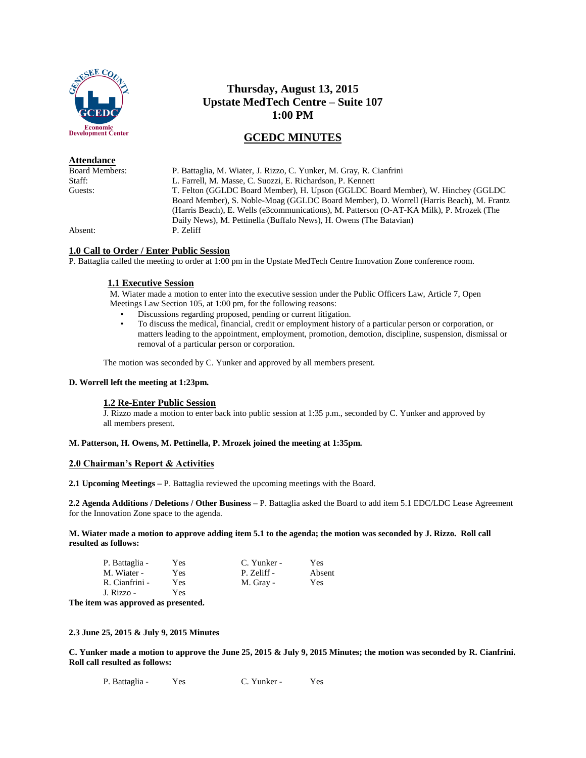# Thursday, August 13, 2015
# Upstate MedTech Centre – Suite 107
# 1:00 PM

## GCEDC MINUTES

**Attendance**

| | |
|---|---|
| Board Members: | P. Battaglia, M. Wiater, J. Rizzo, C. Yunker, M. Gray, R. Cianfrini |
| Staff: | L. Farrell, M. Masse, C. Suozzi, E. Richardson, P. Kennett |
| Guests: | T. Felton (GGLDC Board Member), H. Upson (GGLDC Board Member), W. Hinchey (GGLDC Board Member), S. Noble-Moag (GGLDC Board Member), D. Worrell (Harris Beach), M. Frantz (Harris Beach), E. Wells (e3communications), M. Patterson (O-AT-KA Milk), P. Mrozek (The Daily News), M. Pettinella (Buffalo News), H. Owens (The Batavian) |
| Absent: | P. Zeliff |

### 1.0 Call to Order / Enter Public Session

P. Battaglia called the meeting to order at 1:00 pm in the Upstate MedTech Centre Innovation Zone conference room.

#### 1.1 Executive Session

M. Wiater made a motion to enter into the executive session under the Public Officers Law, Article 7, Open Meetings Law Section 105, at 1:00 pm, for the following reasons:

- Discussions regarding proposed, pending or current litigation.
- To discuss the medical, financial, credit or employment history of a particular person or corporation, or matters leading to the appointment, employment, promotion, demotion, discipline, suspension, dismissal or removal of a particular person or corporation.

The motion was seconded by C. Yunker and approved by all members present.

**D. Worrell left the meeting at 1:23pm.**

#### 1.2 Re-Enter Public Session

J. Rizzo made a motion to enter back into public session at 1:35 p.m., seconded by C. Yunker and approved by all members present.

**M. Patterson, H. Owens, M. Pettinella, P. Mrozek joined the meeting at 1:35pm.**

### 2.0 Chairman's Report & Activities

**2.1 Upcoming Meetings** – P. Battaglia reviewed the upcoming meetings with the Board.

**2.2 Agenda Additions / Deletions / Other Business** – P. Battaglia asked the Board to add item 5.1 EDC/LDC Lease Agreement for the Innovation Zone space to the agenda.

**M. Wiater made a motion to approve adding item 5.1 to the agenda; the motion was seconded by J. Rizzo. Roll call resulted as follows:**

| | | | |
|---|---|---|---|
| P. Battaglia - | Yes | C. Yunker - | Yes |
| M. Wiater - | Yes | P. Zeliff - | Absent |
| R. Cianfrini - | Yes | M. Gray - | Yes |
| J. Rizzo - | Yes | | |

**The item was approved as presented.**

**2.3 June 25, 2015 & July 9, 2015 Minutes**

**C. Yunker made a motion to approve the June 25, 2015 & July 9, 2015 Minutes; the motion was seconded by R. Cianfrini. Roll call resulted as follows:**

| | | | |
|---|---|---|---|
| P. Battaglia - | Yes | C. Yunker - | Yes |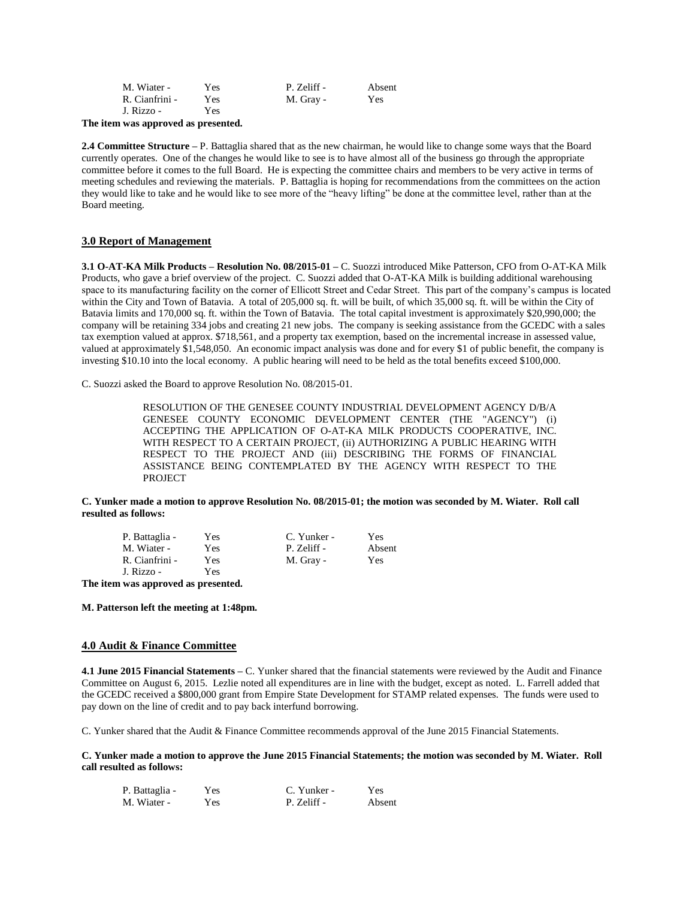| | | | |
|---|---|---|---|
| M. Wiater - | Yes | P. Zeliff - | Absent |
| R. Cianfrini - | Yes | M. Gray - | Yes |
| J. Rizzo - | Yes | | |

**The item was approved as presented.**

**2.4 Committee Structure –** P. Battaglia shared that as the new chairman, he would like to change some ways that the Board currently operates. One of the changes he would like to see is to have almost all of the business go through the appropriate committee before it comes to the full Board. He is expecting the committee chairs and members to be very active in terms of meeting schedules and reviewing the materials. P. Battaglia is hoping for recommendations from the committees on the action they would like to take and he would like to see more of the "heavy lifting" be done at the committee level, rather than at the Board meeting.

## 3.0 Report of Management

**3.1 O-AT-KA Milk Products – Resolution No. 08/2015-01 –** C. Suozzi introduced Mike Patterson, CFO from O-AT-KA Milk Products, who gave a brief overview of the project. C. Suozzi added that O-AT-KA Milk is building additional warehousing space to its manufacturing facility on the corner of Ellicott Street and Cedar Street. This part of the company's campus is located within the City and Town of Batavia. A total of 205,000 sq. ft. will be built, of which 35,000 sq. ft. will be within the City of Batavia limits and 170,000 sq. ft. within the Town of Batavia. The total capital investment is approximately $20,990,000; the company will be retaining 334 jobs and creating 21 new jobs. The company is seeking assistance from the GCEDC with a sales tax exemption valued at approx. $718,561, and a property tax exemption, based on the incremental increase in assessed value, valued at approximately $1,548,050. An economic impact analysis was done and for every $1 of public benefit, the company is investing $10.10 into the local economy. A public hearing will need to be held as the total benefits exceed $100,000.

C. Suozzi asked the Board to approve Resolution No. 08/2015-01.

> RESOLUTION OF THE GENESEE COUNTY INDUSTRIAL DEVELOPMENT AGENCY D/B/A GENESEE COUNTY ECONOMIC DEVELOPMENT CENTER (THE "AGENCY") (i) ACCEPTING THE APPLICATION OF O-AT-KA MILK PRODUCTS COOPERATIVE, INC. WITH RESPECT TO A CERTAIN PROJECT, (ii) AUTHORIZING A PUBLIC HEARING WITH RESPECT TO THE PROJECT AND (iii) DESCRIBING THE FORMS OF FINANCIAL ASSISTANCE BEING CONTEMPLATED BY THE AGENCY WITH RESPECT TO THE PROJECT

**C. Yunker made a motion to approve Resolution No. 08/2015-01; the motion was seconded by M. Wiater. Roll call resulted as follows:**

| | | | |
|---|---|---|---|
| P. Battaglia - | Yes | C. Yunker - | Yes |
| M. Wiater - | Yes | P. Zeliff - | Absent |
| R. Cianfrini - | Yes | M. Gray - | Yes |
| J. Rizzo - | Yes | | |

**The item was approved as presented.**

**M. Patterson left the meeting at 1:48pm.**

## 4.0 Audit & Finance Committee

**4.1 June 2015 Financial Statements –** C. Yunker shared that the financial statements were reviewed by the Audit and Finance Committee on August 6, 2015. Lezlie noted all expenditures are in line with the budget, except as noted. L. Farrell added that the GCEDC received a $800,000 grant from Empire State Development for STAMP related expenses. The funds were used to pay down on the line of credit and to pay back interfund borrowing.

C. Yunker shared that the Audit & Finance Committee recommends approval of the June 2015 Financial Statements.

**C. Yunker made a motion to approve the June 2015 Financial Statements; the motion was seconded by M. Wiater. Roll call resulted as follows:**

| | | | |
|---|---|---|---|
| P. Battaglia - | Yes | C. Yunker - | Yes |
| M. Wiater - | Yes | P. Zeliff - | Absent |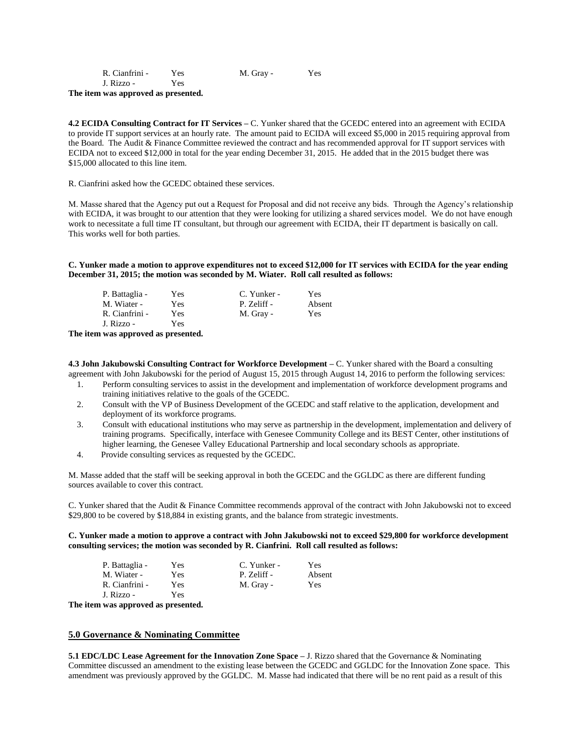| | | | |
|---|---|---|---|
| R. Cianfrini - | Yes | M. Gray - | Yes |
| J. Rizzo - | Yes | | |

**The item was approved as presented.**

**4.2 ECIDA Consulting Contract for IT Services –** C. Yunker shared that the GCEDC entered into an agreement with ECIDA to provide IT support services at an hourly rate. The amount paid to ECIDA will exceed $5,000 in 2015 requiring approval from the Board. The Audit & Finance Committee reviewed the contract and has recommended approval for IT support services with ECIDA not to exceed $12,000 in total for the year ending December 31, 2015. He added that in the 2015 budget there was $15,000 allocated to this line item.

R. Cianfrini asked how the GCEDC obtained these services.

M. Masse shared that the Agency put out a Request for Proposal and did not receive any bids. Through the Agency's relationship with ECIDA, it was brought to our attention that they were looking for utilizing a shared services model. We do not have enough work to necessitate a full time IT consultant, but through our agreement with ECIDA, their IT department is basically on call. This works well for both parties.

**C. Yunker made a motion to approve expenditures not to exceed $12,000 for IT services with ECIDA for the year ending December 31, 2015; the motion was seconded by M. Wiater. Roll call resulted as follows:**

| | | | |
|---|---|---|---|
| P. Battaglia - | Yes | C. Yunker - | Yes |
| M. Wiater - | Yes | P. Zeliff - | Absent |
| R. Cianfrini - | Yes | M. Gray - | Yes |
| J. Rizzo - | Yes | | |

**The item was approved as presented.**

**4.3 John Jakubowski Consulting Contract for Workforce Development –** C. Yunker shared with the Board a consulting agreement with John Jakubowski for the period of August 15, 2015 through August 14, 2016 to perform the following services:

1. Perform consulting services to assist in the development and implementation of workforce development programs and training initiatives relative to the goals of the GCEDC.
2. Consult with the VP of Business Development of the GCEDC and staff relative to the application, development and deployment of its workforce programs.
3. Consult with educational institutions who may serve as partnership in the development, implementation and delivery of training programs. Specifically, interface with Genesee Community College and its BEST Center, other institutions of higher learning, the Genesee Valley Educational Partnership and local secondary schools as appropriate.
4. Provide consulting services as requested by the GCEDC.

M. Masse added that the staff will be seeking approval in both the GCEDC and the GGLDC as there are different funding sources available to cover this contract.

C. Yunker shared that the Audit & Finance Committee recommends approval of the contract with John Jakubowski not to exceed $29,800 to be covered by $18,884 in existing grants, and the balance from strategic investments.

**C. Yunker made a motion to approve a contract with John Jakubowski not to exceed $29,800 for workforce development consulting services; the motion was seconded by R. Cianfrini. Roll call resulted as follows:**

| | | | |
|---|---|---|---|
| P. Battaglia - | Yes | C. Yunker - | Yes |
| M. Wiater - | Yes | P. Zeliff - | Absent |
| R. Cianfrini - | Yes | M. Gray - | Yes |
| J. Rizzo - | Yes | | |

**The item was approved as presented.**

## 5.0 Governance & Nominating Committee

**5.1 EDC/LDC Lease Agreement for the Innovation Zone Space –** J. Rizzo shared that the Governance & Nominating Committee discussed an amendment to the existing lease between the GCEDC and GGLDC for the Innovation Zone space. This amendment was previously approved by the GGLDC. M. Masse had indicated that there will be no rent paid as a result of this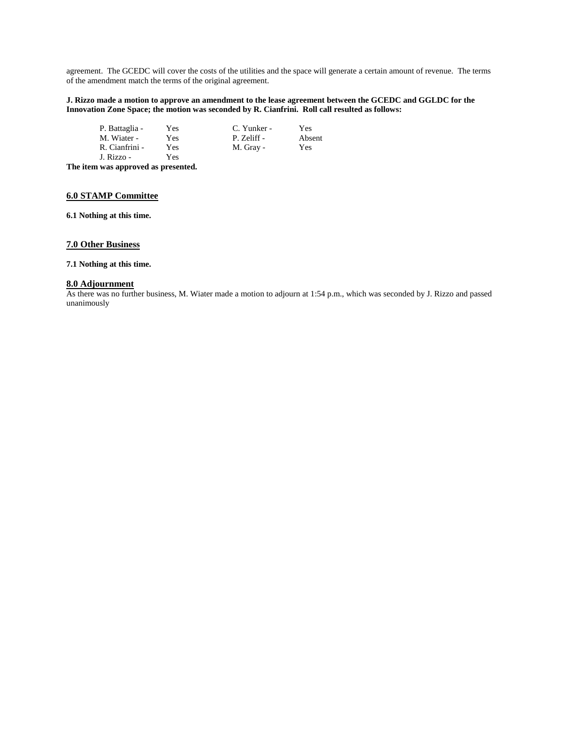agreement. The GCEDC will cover the costs of the utilities and the space will generate a certain amount of revenue. The terms of the amendment match the terms of the original agreement.

**J. Rizzo made a motion to approve an amendment to the lease agreement between the GCEDC and GGLDC for the Innovation Zone Space; the motion was seconded by R. Cianfrini. Roll call resulted as follows:**

| | | | |
|---|---|---|---|
| P. Battaglia - | Yes | C. Yunker - | Yes |
| M. Wiater - | Yes | P. Zeliff - | Absent |
| R. Cianfrini - | Yes | M. Gray - | Yes |
| J. Rizzo - | Yes | | |

**The item was approved as presented.**

## 6.0 STAMP Committee

**6.1 Nothing at this time.**

## 7.0 Other Business

**7.1 Nothing at this time.**

## 8.0 Adjournment

As there was no further business, M. Wiater made a motion to adjourn at 1:54 p.m., which was seconded by J. Rizzo and passed unanimously